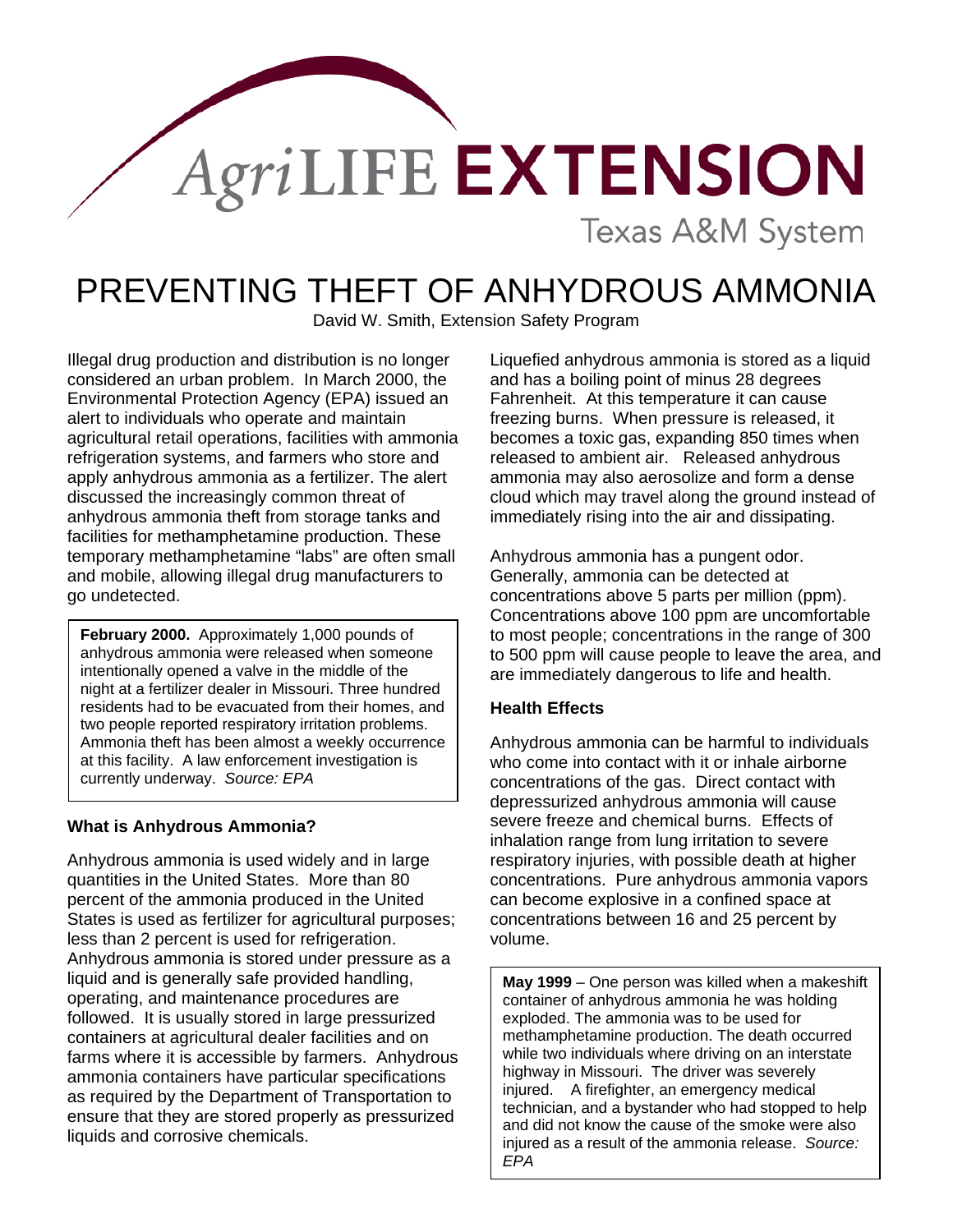AgriLIFE EXTENSION

Texas A&M System

# PREVENTING THEFT OF ANHYDROUS AMMONIA

David W. Smith, Extension Safety Program

Illegal drug production and distribution is no longer considered an urban problem. In March 2000, the Environmental Protection Agency (EPA) issued an alert to individuals who operate and maintain agricultural retail operations, facilities with ammonia refrigeration systems, and farmers who store and apply anhydrous ammonia as a fertilizer. The alert discussed the increasingly common threat of anhydrous ammonia theft from storage tanks and facilities for methamphetamine production. These temporary methamphetamine "labs" are often small and mobile, allowing illegal drug manufacturers to go undetected.

**February 2000.** Approximately 1,000 pounds of anhydrous ammonia were released when someone intentionally opened a valve in the middle of the night at a fertilizer dealer in Missouri. Three hundred residents had to be evacuated from their homes, and two people reported respiratory irritation problems. Ammonia theft has been almost a weekly occurrence at this facility. A law enforcement investigation is currently underway. *Source: EPA*

### What is Anhydrous Ammonia?

Anhydrous ammonia is used widely and in large quantities in the United States. More than 80 percent of the ammonia produced in the United States is used as fertilizer for agricultural purposes; less than 2 percent is used for refrigeration. Anhydrous ammonia is stored under pressure as a liquid and is generally safe provided handling, operating, and maintenance procedures are followed. It is usually stored in large pressurized containers at agricultural dealer facilities and on farms where it is accessible by farmers. Anhydrous ammonia containers have particular specifications as required by the Department of Transportation to ensure that they are stored properly as pressurized liquids and corrosive chemicals.

Liquefied anhydrous ammonia is stored as a liquid and has a boiling point of minus 28 degrees Fahrenheit. At this temperature it can cause freezing burns. When pressure is released, it becomes a toxic gas, expanding 850 times when released to ambient air. Released anhydrous ammonia may also aerosolize and form a dense cloud which may travel along the ground instead of immediately rising into the air and dissipating.

Anhydrous ammonia has a pungent odor. Generally, ammonia can be detected at concentrations above 5 parts per million (ppm). Concentrations above 100 ppm are uncomfortable to most people; concentrations in the range of 300 to 500 ppm will cause people to leave the area, and are immediately dangerous to life and health.

### Health Effects

Anhydrous ammonia can be harmful to individuals who come into contact with it or inhale airborne concentrations of the gas. Direct contact with depressurized anhydrous ammonia will cause severe freeze and chemical burns. Effects of inhalation range from lung irritation to severe respiratory injuries, with possible death at higher concentrations. Pure anhydrous ammonia vapors can become explosive in a confined space at concentrations between 16 and 25 percent by volume.

**May 1999** – One person was killed when a makeshift container of anhydrous ammonia he was holding exploded. The ammonia was to be used for methamphetamine production. The death occurred while two individuals where driving on an interstate highway in Missouri. The driver was severely injured. A firefighter, an emergency medical technician, and a bystander who had stopped to help and did not know the cause of the smoke were also injured as a result of the ammonia release. *Source: EPA*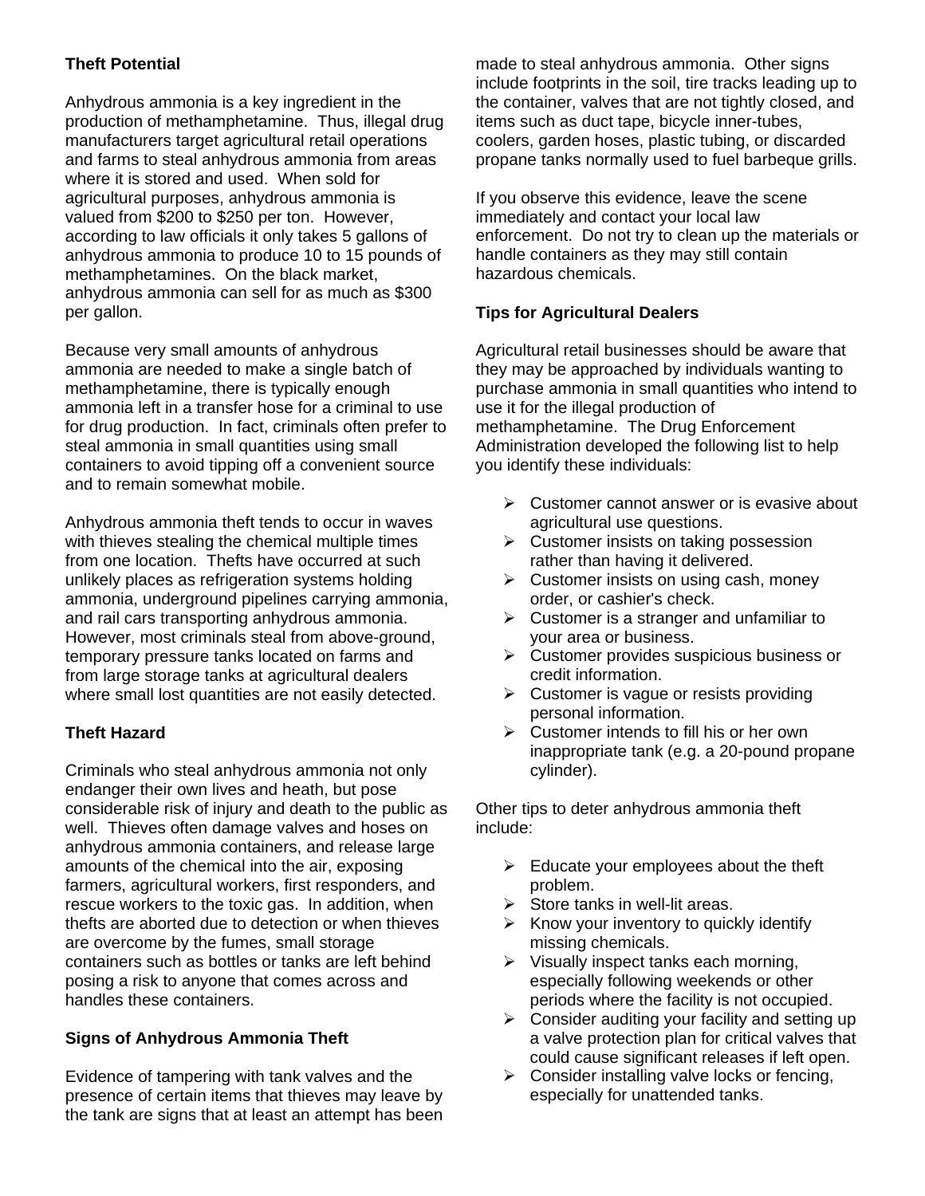**Theft Potential**

Anhydrous ammonia is a key ingredient in the production of methamphetamine. Thus, illegal drug manufacturers target agricultural retail operations and farms to steal anhydrous ammonia from areas where it is stored and used. When sold for agricultural purposes, anhydrous ammonia is valued from $200 to $250 per ton. However, according to law officials it only takes 5 gallons of anhydrous ammonia to produce 10 to 15 pounds of methamphetamines. On the black market, anhydrous ammonia can sell for as much as $300 per gallon.

Because very small amounts of anhydrous ammonia are needed to make a single batch of methamphetamine, there is typically enough ammonia left in a transfer hose for a criminal to use for drug production. In fact, criminals often prefer to steal ammonia in small quantities using small containers to avoid tipping off a convenient source and to remain somewhat mobile.

Anhydrous ammonia theft tends to occur in waves with thieves stealing the chemical multiple times from one location. Thefts have occurred at such unlikely places as refrigeration systems holding ammonia, underground pipelines carrying ammonia, and rail cars transporting anhydrous ammonia. However, most criminals steal from above-ground, temporary pressure tanks located on farms and from large storage tanks at agricultural dealers where small lost quantities are not easily detected.

**Theft Hazard**

Criminals who steal anhydrous ammonia not only endanger their own lives and heath, but pose considerable risk of injury and death to the public as well. Thieves often damage valves and hoses on anhydrous ammonia containers, and release large amounts of the chemical into the air, exposing farmers, agricultural workers, first responders, and rescue workers to the toxic gas. In addition, when thefts are aborted due to detection or when thieves are overcome by the fumes, small storage containers such as bottles or tanks are left behind posing a risk to anyone that comes across and handles these containers.

**Signs of Anhydrous Ammonia Theft**

Evidence of tampering with tank valves and the presence of certain items that thieves may leave by the tank are signs that at least an attempt has been made to steal anhydrous ammonia. Other signs include footprints in the soil, tire tracks leading up to the container, valves that are not tightly closed, and items such as duct tape, bicycle inner-tubes, coolers, garden hoses, plastic tubing, or discarded propane tanks normally used to fuel barbeque grills.

If you observe this evidence, leave the scene immediately and contact your local law enforcement. Do not try to clean up the materials or handle containers as they may still contain hazardous chemicals.

**Tips for Agricultural Dealers**

Agricultural retail businesses should be aware that they may be approached by individuals wanting to purchase ammonia in small quantities who intend to use it for the illegal production of methamphetamine. The Drug Enforcement Administration developed the following list to help you identify these individuals:

- Customer cannot answer or is evasive about agricultural use questions.
- Customer insists on taking possession rather than having it delivered.
- Customer insists on using cash, money order, or cashier's check.
- Customer is a stranger and unfamiliar to your area or business.
- Customer provides suspicious business or credit information.
- Customer is vague or resists providing personal information.
- Customer intends to fill his or her own inappropriate tank (e.g. a 20-pound propane cylinder).

Other tips to deter anhydrous ammonia theft include:

- Educate your employees about the theft problem.
- Store tanks in well-lit areas.
- Know your inventory to quickly identify missing chemicals.
- Visually inspect tanks each morning, especially following weekends or other periods where the facility is not occupied.
- Consider auditing your facility and setting up a valve protection plan for critical valves that could cause significant releases if left open.
- Consider installing valve locks or fencing, especially for unattended tanks.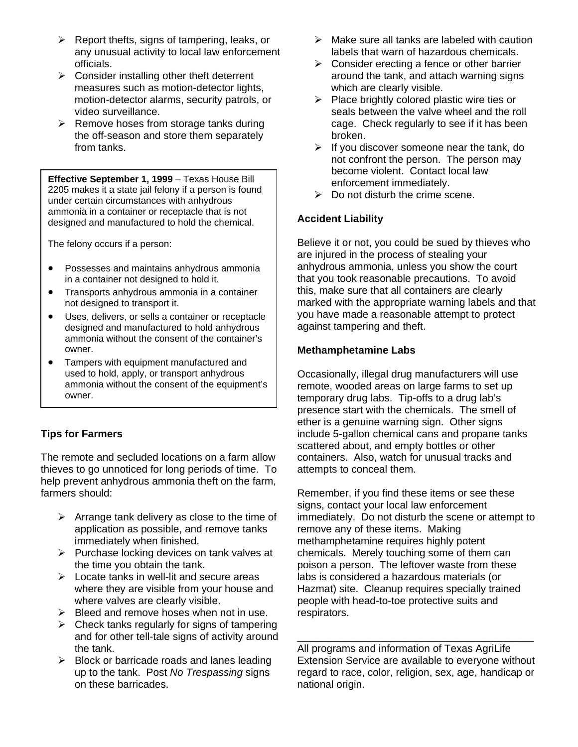- Report thefts, signs of tampering, leaks, or any unusual activity to local law enforcement officials.
- Consider installing other theft deterrent measures such as motion-detector lights, motion-detector alarms, security patrols, or video surveillance.
- Remove hoses from storage tanks during the off-season and store them separately from tanks.

**Effective September 1, 1999** – Texas House Bill 2205 makes it a state jail felony if a person is found under certain circumstances with anhydrous ammonia in a container or receptacle that is not designed and manufactured to hold the chemical.

The felony occurs if a person:

- Possesses and maintains anhydrous ammonia in a container not designed to hold it.
- Transports anhydrous ammonia in a container not designed to transport it.
- Uses, delivers, or sells a container or receptacle designed and manufactured to hold anhydrous ammonia without the consent of the container's owner.
- Tampers with equipment manufactured and used to hold, apply, or transport anhydrous ammonia without the consent of the equipment's owner.

### Tips for Farmers

The remote and secluded locations on a farm allow thieves to go unnoticed for long periods of time. To help prevent anhydrous ammonia theft on the farm, farmers should:

- Arrange tank delivery as close to the time of application as possible, and remove tanks immediately when finished.
- Purchase locking devices on tank valves at the time you obtain the tank.
- Locate tanks in well-lit and secure areas where they are visible from your house and where valves are clearly visible.
- Bleed and remove hoses when not in use.
- Check tanks regularly for signs of tampering and for other tell-tale signs of activity around the tank.
- Block or barricade roads and lanes leading up to the tank. Post *No Trespassing* signs on these barricades.
- Make sure all tanks are labeled with caution labels that warn of hazardous chemicals.
- Consider erecting a fence or other barrier around the tank, and attach warning signs which are clearly visible.
- Place brightly colored plastic wire ties or seals between the valve wheel and the roll cage. Check regularly to see if it has been broken.
- If you discover someone near the tank, do not confront the person. The person may become violent. Contact local law enforcement immediately.
- Do not disturb the crime scene.

### Accident Liability

Believe it or not, you could be sued by thieves who are injured in the process of stealing your anhydrous ammonia, unless you show the court that you took reasonable precautions. To avoid this, make sure that all containers are clearly marked with the appropriate warning labels and that you have made a reasonable attempt to protect against tampering and theft.

### Methamphetamine Labs

Occasionally, illegal drug manufacturers will use remote, wooded areas on large farms to set up temporary drug labs. Tip-offs to a drug lab's presence start with the chemicals. The smell of ether is a genuine warning sign. Other signs include 5-gallon chemical cans and propane tanks scattered about, and empty bottles or other containers. Also, watch for unusual tracks and attempts to conceal them.

Remember, if you find these items or see these signs, contact your local law enforcement immediately. Do not disturb the scene or attempt to remove any of these items. Making methamphetamine requires highly potent chemicals. Merely touching some of them can poison a person. The leftover waste from these labs is considered a hazardous materials (or Hazmat) site. Cleanup requires specially trained people with head-to-toe protective suits and respirators.

---

All programs and information of Texas AgriLife Extension Service are available to everyone without regard to race, color, religion, sex, age, handicap or national origin.